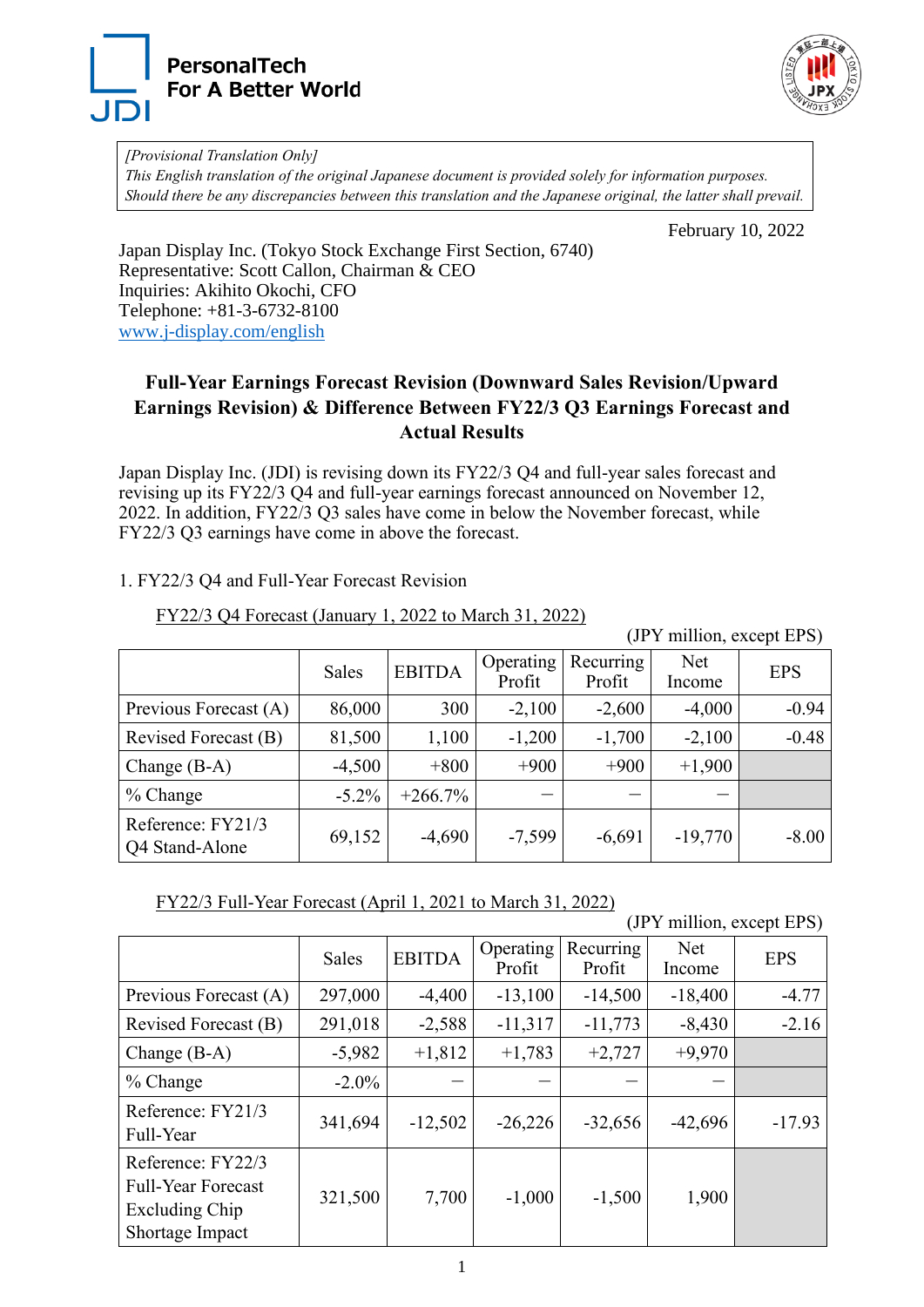PersonalTech
For A Better World

*[Provisional Translation Only]*
*This English translation of the original Japanese document is provided solely for information purposes. Should there be any discrepancies between this translation and the Japanese original, the latter shall prevail.*

February 10, 2022

Japan Display Inc. (Tokyo Stock Exchange First Section, 6740)
Representative: Scott Callon, Chairman & CEO
Inquiries: Akihito Okochi, CFO
Telephone: +81-3-6732-8100
www.j-display.com/english

# Full-Year Earnings Forecast Revision (Downward Sales Revision/Upward Earnings Revision) & Difference Between FY22/3 Q3 Earnings Forecast and Actual Results

Japan Display Inc. (JDI) is revising down its FY22/3 Q4 and full-year sales forecast and revising up its FY22/3 Q4 and full-year earnings forecast announced on November 12, 2022. In addition, FY22/3 Q3 sales have come in below the November forecast, while FY22/3 Q3 earnings have come in above the forecast.

1. FY22/3 Q4 and Full-Year Forecast Revision

FY22/3 Q4 Forecast (January 1, 2022 to March 31, 2022)

(JPY million, except EPS)

| | Sales | EBITDA | Operating Profit | Recurring Profit | Net Income | EPS |
|---|---|---|---|---|---|---|
| Previous Forecast (A) | 86,000 | 300 | -2,100 | -2,600 | -4,000 | -0.94 |
| Revised Forecast (B) | 81,500 | 1,100 | -1,200 | -1,700 | -2,100 | -0.48 |
| Change (B-A) | -4,500 | +800 | +900 | +900 | +1,900 | |
| % Change | -5.2% | +266.7% | — | — | — | |
| Reference: FY21/3 Q4 Stand-Alone | 69,152 | -4,690 | -7,599 | -6,691 | -19,770 | -8.00 |

FY22/3 Full-Year Forecast (April 1, 2021 to March 31, 2022)

(JPY million, except EPS)

| | Sales | EBITDA | Operating Profit | Recurring Profit | Net Income | EPS |
|---|---|---|---|---|---|---|
| Previous Forecast (A) | 297,000 | -4,400 | -13,100 | -14,500 | -18,400 | -4.77 |
| Revised Forecast (B) | 291,018 | -2,588 | -11,317 | -11,773 | -8,430 | -2.16 |
| Change (B-A) | -5,982 | +1,812 | +1,783 | +2,727 | +9,970 | |
| % Change | -2.0% | — | — | — | — | |
| Reference: FY21/3 Full-Year | 341,694 | -12,502 | -26,226 | -32,656 | -42,696 | -17.93 |
| Reference: FY22/3 Full-Year Forecast Excluding Chip Shortage Impact | 321,500 | 7,700 | -1,000 | -1,500 | 1,900 | |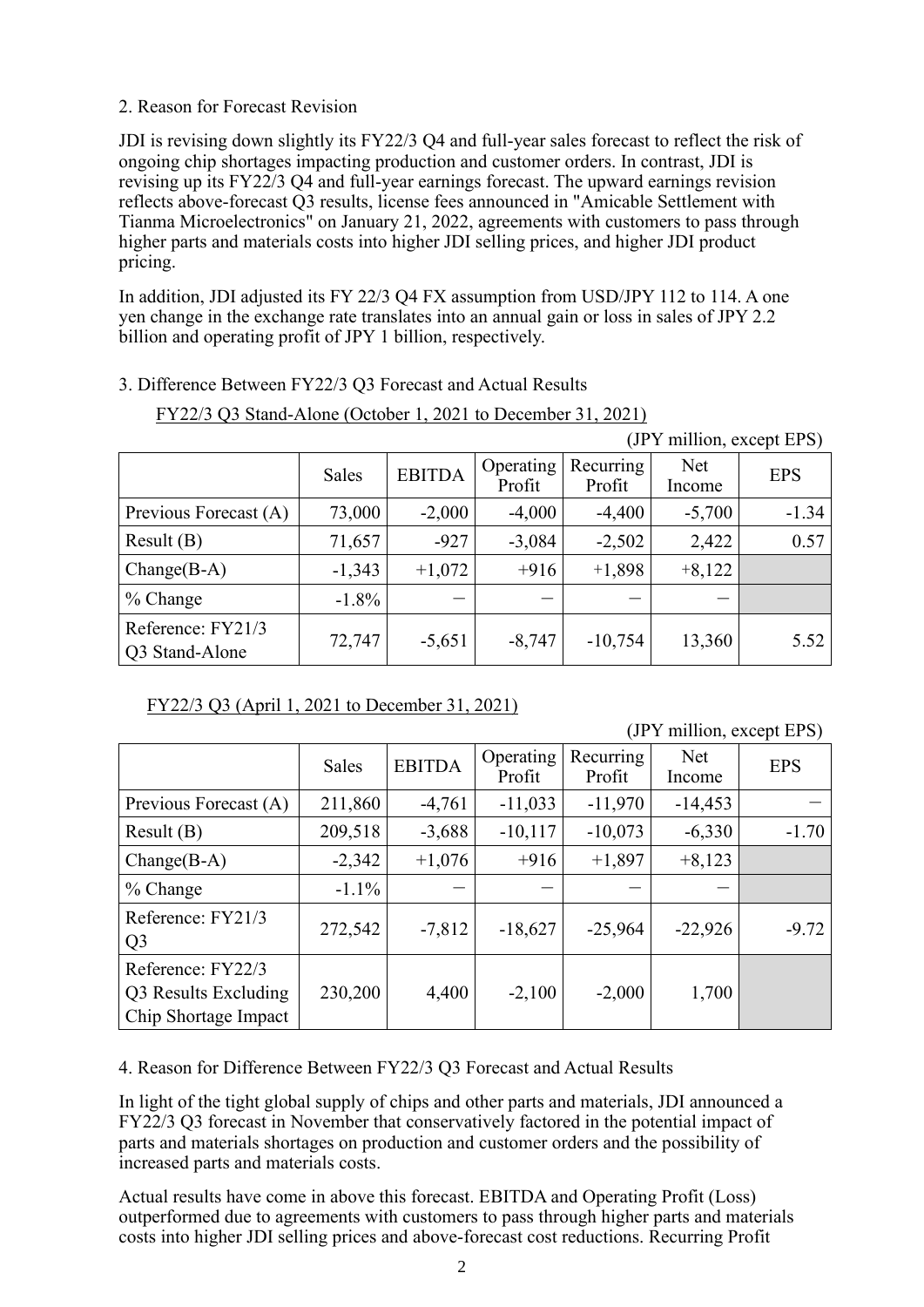## 2. Reason for Forecast Revision

JDI is revising down slightly its FY22/3 Q4 and full-year sales forecast to reflect the risk of ongoing chip shortages impacting production and customer orders. In contrast, JDI is revising up its FY22/3 Q4 and full-year earnings forecast. The upward earnings revision reflects above-forecast Q3 results, license fees announced in "Amicable Settlement with Tianma Microelectronics" on January 21, 2022, agreements with customers to pass through higher parts and materials costs into higher JDI selling prices, and higher JDI product pricing.

In addition, JDI adjusted its FY 22/3 Q4 FX assumption from USD/JPY 112 to 114. A one yen change in the exchange rate translates into an annual gain or loss in sales of JPY 2.2 billion and operating profit of JPY 1 billion, respectively.

## 3. Difference Between FY22/3 Q3 Forecast and Actual Results

FY22/3 Q3 Stand-Alone (October 1, 2021 to December 31, 2021)

(JPY million, except EPS)

| | Sales | EBITDA | Operating Profit | Recurring Profit | Net Income | EPS |
|---|---|---|---|---|---|---|
| Previous Forecast (A) | 73,000 | -2,000 | -4,000 | -4,400 | -5,700 | -1.34 |
| Result (B) | 71,657 | -927 | -3,084 | -2,502 | 2,422 | 0.57 |
| Change(B-A) | -1,343 | +1,072 | +916 | +1,898 | +8,122 | |
| % Change | -1.8% | － | － | － | － | |
| Reference: FY21/3 Q3 Stand-Alone | 72,747 | -5,651 | -8,747 | -10,754 | 13,360 | 5.52 |

FY22/3 Q3 (April 1, 2021 to December 31, 2021)

(JPY million, except EPS)

| | Sales | EBITDA | Operating Profit | Recurring Profit | Net Income | EPS |
|---|---|---|---|---|---|---|
| Previous Forecast (A) | 211,860 | -4,761 | -11,033 | -11,970 | -14,453 | － |
| Result (B) | 209,518 | -3,688 | -10,117 | -10,073 | -6,330 | -1.70 |
| Change(B-A) | -2,342 | +1,076 | +916 | +1,897 | +8,123 | |
| % Change | -1.1% | － | － | － | － | |
| Reference: FY21/3 Q3 | 272,542 | -7,812 | -18,627 | -25,964 | -22,926 | -9.72 |
| Reference: FY22/3 Q3 Results Excluding Chip Shortage Impact | 230,200 | 4,400 | -2,100 | -2,000 | 1,700 | |

## 4. Reason for Difference Between FY22/3 Q3 Forecast and Actual Results

In light of the tight global supply of chips and other parts and materials, JDI announced a FY22/3 Q3 forecast in November that conservatively factored in the potential impact of parts and materials shortages on production and customer orders and the possibility of increased parts and materials costs.

Actual results have come in above this forecast. EBITDA and Operating Profit (Loss) outperformed due to agreements with customers to pass through higher parts and materials costs into higher JDI selling prices and above-forecast cost reductions. Recurring Profit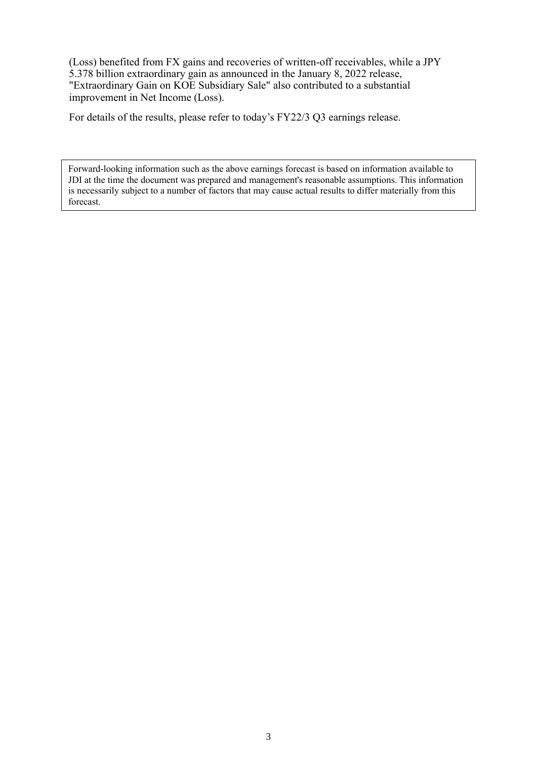(Loss) benefited from FX gains and recoveries of written-off receivables, while a JPY 5.378 billion extraordinary gain as announced in the January 8, 2022 release, "Extraordinary Gain on KOE Subsidiary Sale" also contributed to a substantial improvement in Net Income (Loss).

For details of the results, please refer to today's FY22/3 Q3 earnings release.

Forward-looking information such as the above earnings forecast is based on information available to JDI at the time the document was prepared and management's reasonable assumptions. This information is necessarily subject to a number of factors that may cause actual results to differ materially from this forecast.